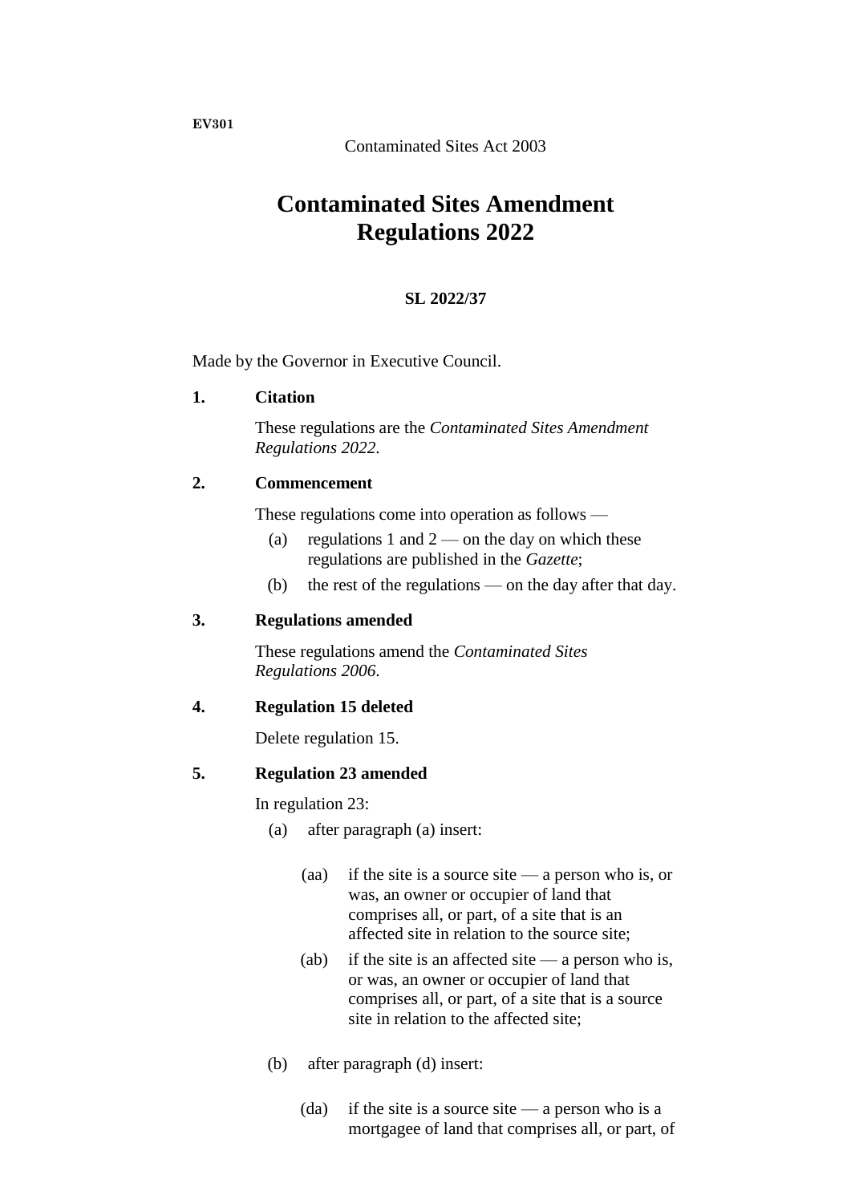**EV301**

Contaminated Sites Act 2003

# Contaminated Sites Amendment Regulations 2022

**SL 2022/37**

Made by the Governor in Executive Council.

### 1. Citation

These regulations are the *Contaminated Sites Amendment Regulations 2022*.

### 2. Commencement

These regulations come into operation as follows —

(a) regulations 1 and 2 — on the day on which these regulations are published in the *Gazette*;

(b) the rest of the regulations — on the day after that day.

### 3. Regulations amended

These regulations amend the *Contaminated Sites Regulations 2006*.

### 4. Regulation 15 deleted

Delete regulation 15.

### 5. Regulation 23 amended

In regulation 23:

(a) after paragraph (a) insert:

> (aa) if the site is a source site — a person who is, or was, an owner or occupier of land that comprises all, or part, of a site that is an affected site in relation to the source site;
>
> (ab) if the site is an affected site — a person who is, or was, an owner or occupier of land that comprises all, or part, of a site that is a source site in relation to the affected site;

(b) after paragraph (d) insert:

> (da) if the site is a source site — a person who is a mortgagee of land that comprises all, or part, of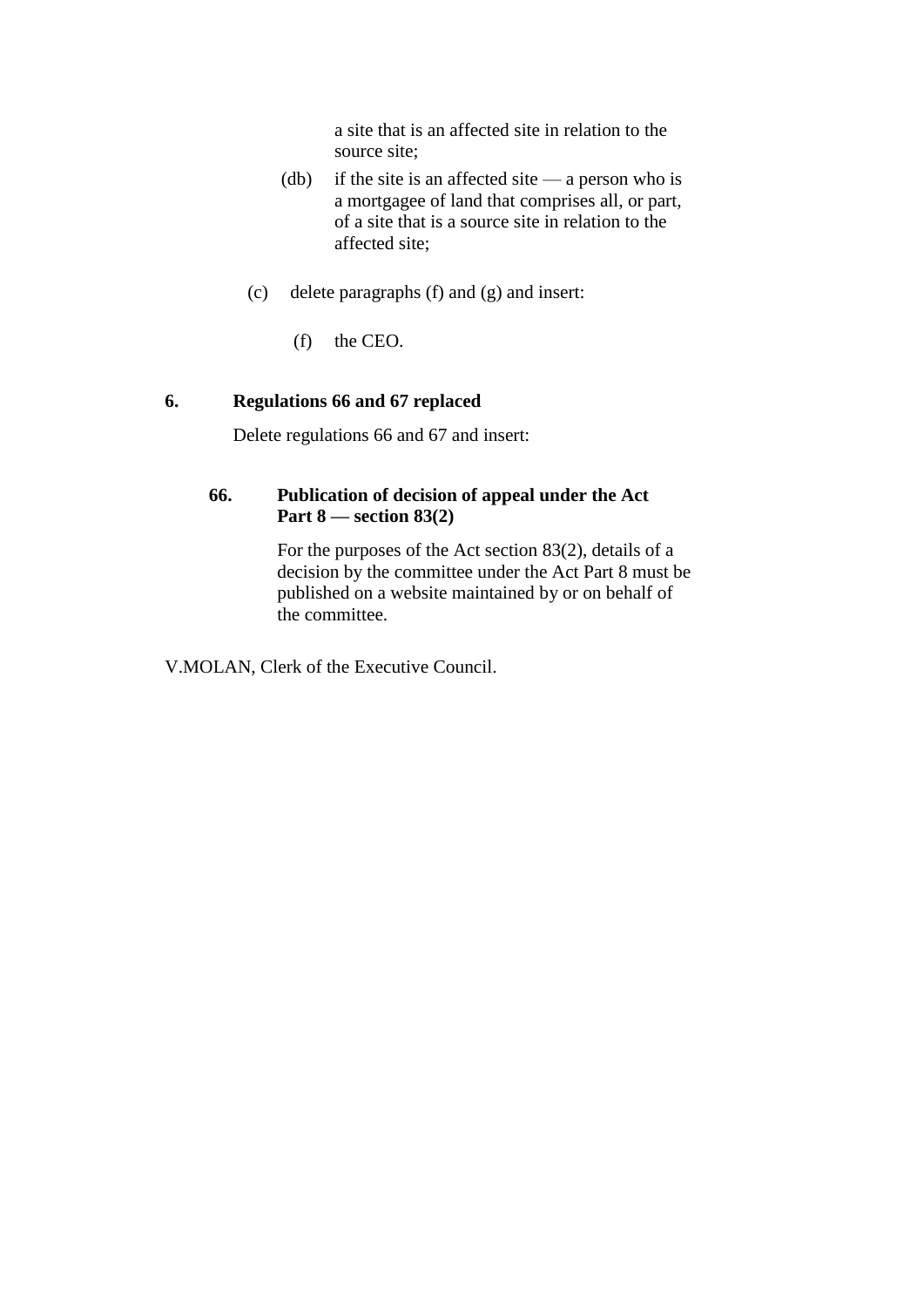a site that is an affected site in relation to the source site;

(db) if the site is an affected site — a person who is a mortgagee of land that comprises all, or part, of a site that is a source site in relation to the affected site;

(c) delete paragraphs (f) and (g) and insert:

(f) the CEO.

**6. Regulations 66 and 67 replaced**

Delete regulations 66 and 67 and insert:

**66. Publication of decision of appeal under the Act Part 8 — section 83(2)**

For the purposes of the Act section 83(2), details of a decision by the committee under the Act Part 8 must be published on a website maintained by or on behalf of the committee.

V.MOLAN, Clerk of the Executive Council.